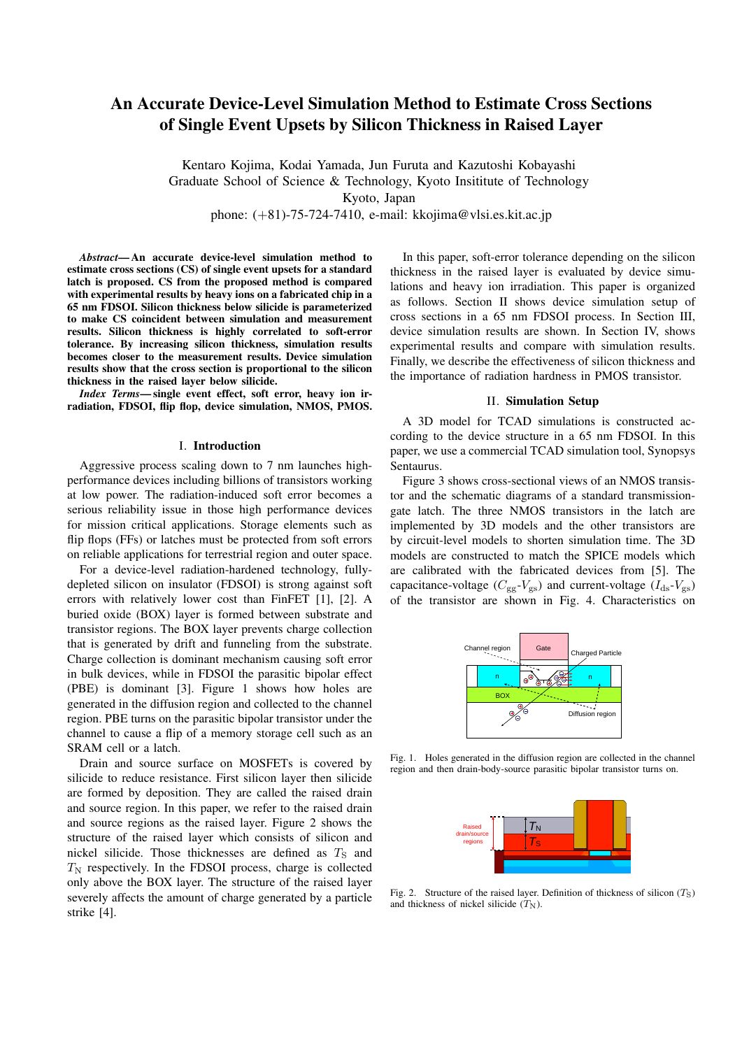# An Accurate Device-Level Simulation Method to Estimate Cross Sections of Single Event Upsets by Silicon Thickness in Raised Layer

Kentaro Kojima, Kodai Yamada, Jun Furuta and Kazutoshi Kobayashi
Graduate School of Science & Technology, Kyoto Insititute of Technology
Kyoto, Japan
phone: (+81)-75-724-7410, e-mail: kkojima@vlsi.es.kit.ac.jp

***Abstract*—An accurate device-level simulation method to estimate cross sections (CS) of single event upsets for a standard latch is proposed. CS from the proposed method is compared with experimental results by heavy ions on a fabricated chip in a 65 nm FDSOI. Silicon thickness below silicide is parameterized to make CS coincident between simulation and measurement results. Silicon thickness is highly correlated to soft-error tolerance. By increasing silicon thickness, simulation results becomes closer to the measurement results. Device simulation results show that the cross section is proportional to the silicon thickness in the raised layer below silicide.**

***Index Terms*—single event effect, soft error, heavy ion irradiation, FDSOI, flip flop, device simulation, NMOS, PMOS.**

## I. Introduction

Aggressive process scaling down to 7 nm launches high-performance devices including billions of transistors working at low power. The radiation-induced soft error becomes a serious reliability issue in those high performance devices for mission critical applications. Storage elements such as flip flops (FFs) or latches must be protected from soft errors on reliable applications for terrestrial region and outer space.

For a device-level radiation-hardened technology, fully-depleted silicon on insulator (FDSOI) is strong against soft errors with relatively lower cost than FinFET [1], [2]. A buried oxide (BOX) layer is formed between substrate and transistor regions. The BOX layer prevents charge collection that is generated by drift and funneling from the substrate. Charge collection is dominant mechanism causing soft error in bulk devices, while in FDSOI the parasitic bipolar effect (PBE) is dominant [3]. Figure 1 shows how holes are generated in the diffusion region and collected to the channel region. PBE turns on the parasitic bipolar transistor under the channel to cause a flip of a memory storage cell such as an SRAM cell or a latch.

Drain and source surface on MOSFETs is covered by silicide to reduce resistance. First silicon layer then silicide are formed by deposition. They are called the raised drain and source region. In this paper, we refer to the raised drain and source regions as the raised layer. Figure 2 shows the structure of the raised layer which consists of silicon and nickel silicide. Those thicknesses are defined as $T_S$ and $T_N$ respectively. In the FDSOI process, charge is collected only above the BOX layer. The structure of the raised layer severely affects the amount of charge generated by a particle strike [4].

In this paper, soft-error tolerance depending on the silicon thickness in the raised layer is evaluated by device simulations and heavy ion irradiation. This paper is organized as follows. Section II shows device simulation setup of cross sections in a 65 nm FDSOI process. In Section III, device simulation results are shown. In Section IV, shows experimental results and compare with simulation results. Finally, we describe the effectiveness of silicon thickness and the importance of radiation hardness in PMOS transistor.

## II. Simulation Setup

A 3D model for TCAD simulations is constructed according to the device structure in a 65 nm FDSOI. In this paper, we use a commercial TCAD simulation tool, Synopsys Sentaurus.

Figure 3 shows cross-sectional views of an NMOS transistor and the schematic diagrams of a standard transmission-gate latch. The three NMOS transistors in the latch are implemented by 3D models and the other transistors are by circuit-level models to shorten simulation time. The 3D models are constructed to match the SPICE models which are calibrated with the fabricated devices from [5]. The capacitance-voltage ($C_{gg}$-$V_{gs}$) and current-voltage ($I_{ds}$-$V_{gs}$) of the transistor are shown in Fig. 4. Characteristics on

Fig. 1. Holes generated in the diffusion region are collected in the channel region and then drain-body-source parasitic bipolar transistor turns on.

Fig. 2. Structure of the raised layer. Definition of thickness of silicon ($T_S$) and thickness of nickel silicide ($T_N$).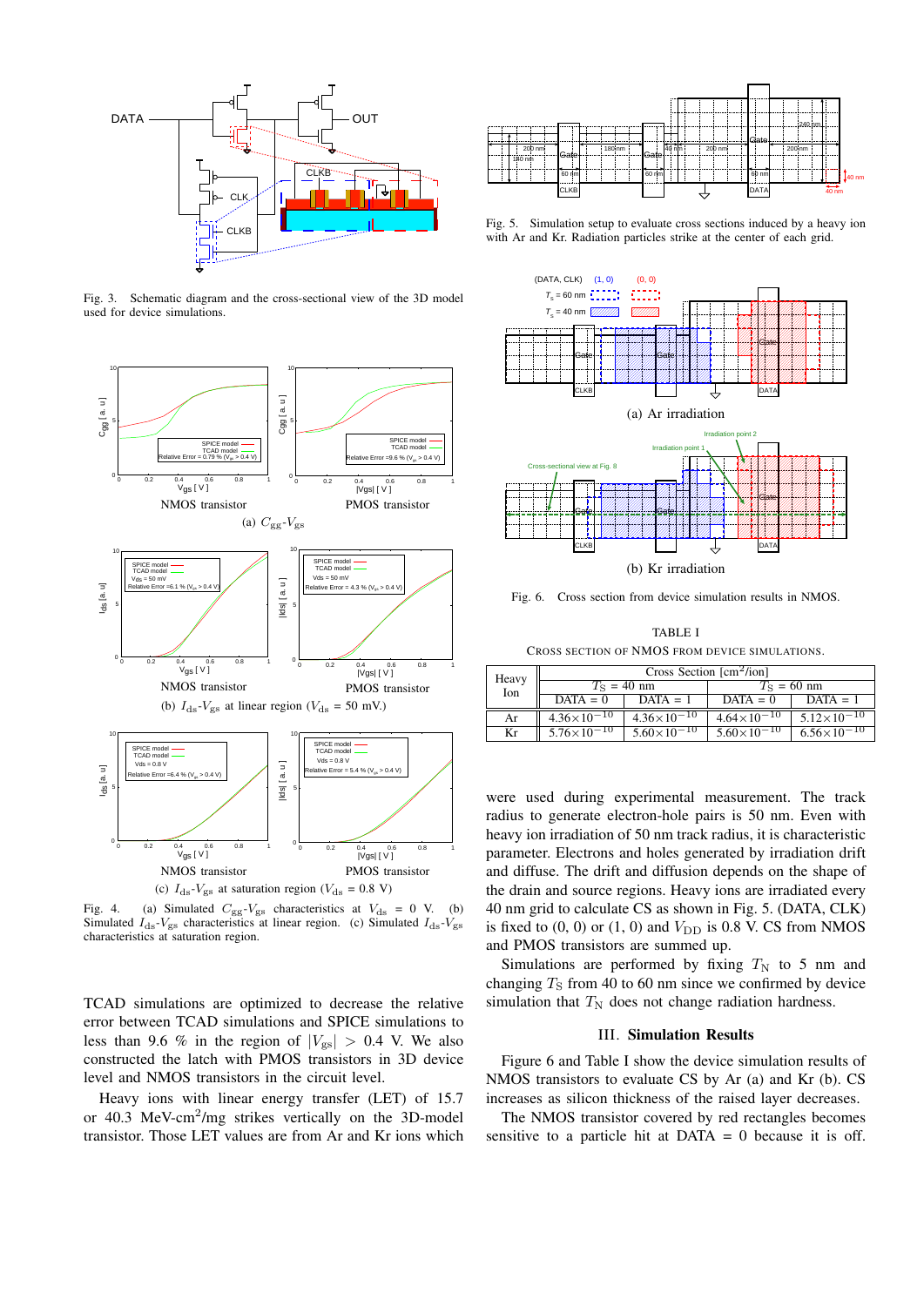Fig. 3. Schematic diagram and the cross-sectional view of the 3D model used for device simulations.

NMOS transistor PMOS transistor

(a) $C_{\mathrm{gg}}$-$V_{\mathrm{gs}}$

NMOS transistor PMOS transistor

(b) $I_{\mathrm{ds}}$-$V_{\mathrm{gs}}$ at linear region ($V_{\mathrm{ds}}$ = 50 mV.)

NMOS transistor PMOS transistor

(c) $I_{\mathrm{ds}}$-$V_{\mathrm{gs}}$ at saturation region ($V_{\mathrm{ds}}$ = 0.8 V)

Fig. 4. (a) Simulated $C_{\mathrm{gg}}$-$V_{\mathrm{gs}}$ characteristics at $V_{\mathrm{ds}}$ = 0 V. (b) Simulated $I_{\mathrm{ds}}$-$V_{\mathrm{gs}}$ characteristics at linear region. (c) Simulated $I_{\mathrm{ds}}$-$V_{\mathrm{gs}}$ characteristics at saturation region.

TCAD simulations are optimized to decrease the relative error between TCAD simulations and SPICE simulations to less than 9.6 % in the region of $|V_{\mathrm{gs}}| > 0.4$ V. We also constructed the latch with PMOS transistors in 3D device level and NMOS transistors in the circuit level.

Heavy ions with linear energy transfer (LET) of 15.7 or 40.3 MeV-cm$^2$/mg strikes vertically on the 3D-model transistor. Those LET values are from Ar and Kr ions which were used during experimental measurement. The track radius to generate electron-hole pairs is 50 nm. Even with heavy ion irradiation of 50 nm track radius, it is characteristic parameter. Electrons and holes generated by irradiation drift and diffuse. The drift and diffusion depends on the shape of the drain and source regions. Heavy ions are irradiated every 40 nm grid to calculate CS as shown in Fig. 5. (DATA, CLK) is fixed to (0, 0) or (1, 0) and $V_{\mathrm{DD}}$ is 0.8 V. CS from NMOS and PMOS transistors are summed up.

Fig. 5. Simulation setup to evaluate cross sections induced by a heavy ion with Ar and Kr. Radiation particles strike at the center of each grid.

(a) Ar irradiation

(b) Kr irradiation

Fig. 6. Cross section from device simulation results in NMOS.

TABLE I

CROSS SECTION OF NMOS FROM DEVICE SIMULATIONS.

| Heavy Ion | Cross Section [cm$^2$/ion] | | | |
|---|---|---|---|---|
| | $T_{\mathrm{S}}$ = 40 nm | | $T_{\mathrm{S}}$ = 60 nm | |
| | DATA = 0 | DATA = 1 | DATA = 0 | DATA = 1 |
| Ar | $4.36\times10^{-10}$ | $4.36\times10^{-10}$ | $4.64\times10^{-10}$ | $5.12\times10^{-10}$ |
| Kr | $5.76\times10^{-10}$ | $5.60\times10^{-10}$ | $5.60\times10^{-10}$ | $6.56\times10^{-10}$ |

Simulations are performed by fixing $T_{\mathrm{N}}$ to 5 nm and changing $T_{\mathrm{S}}$ from 40 to 60 nm since we confirmed by device simulation that $T_{\mathrm{N}}$ does not change radiation hardness.

## III. Simulation Results

Figure 6 and Table I show the device simulation results of NMOS transistors to evaluate CS by Ar (a) and Kr (b). CS increases as silicon thickness of the raised layer decreases.

The NMOS transistor covered by red rectangles becomes sensitive to a particle hit at DATA = 0 because it is off.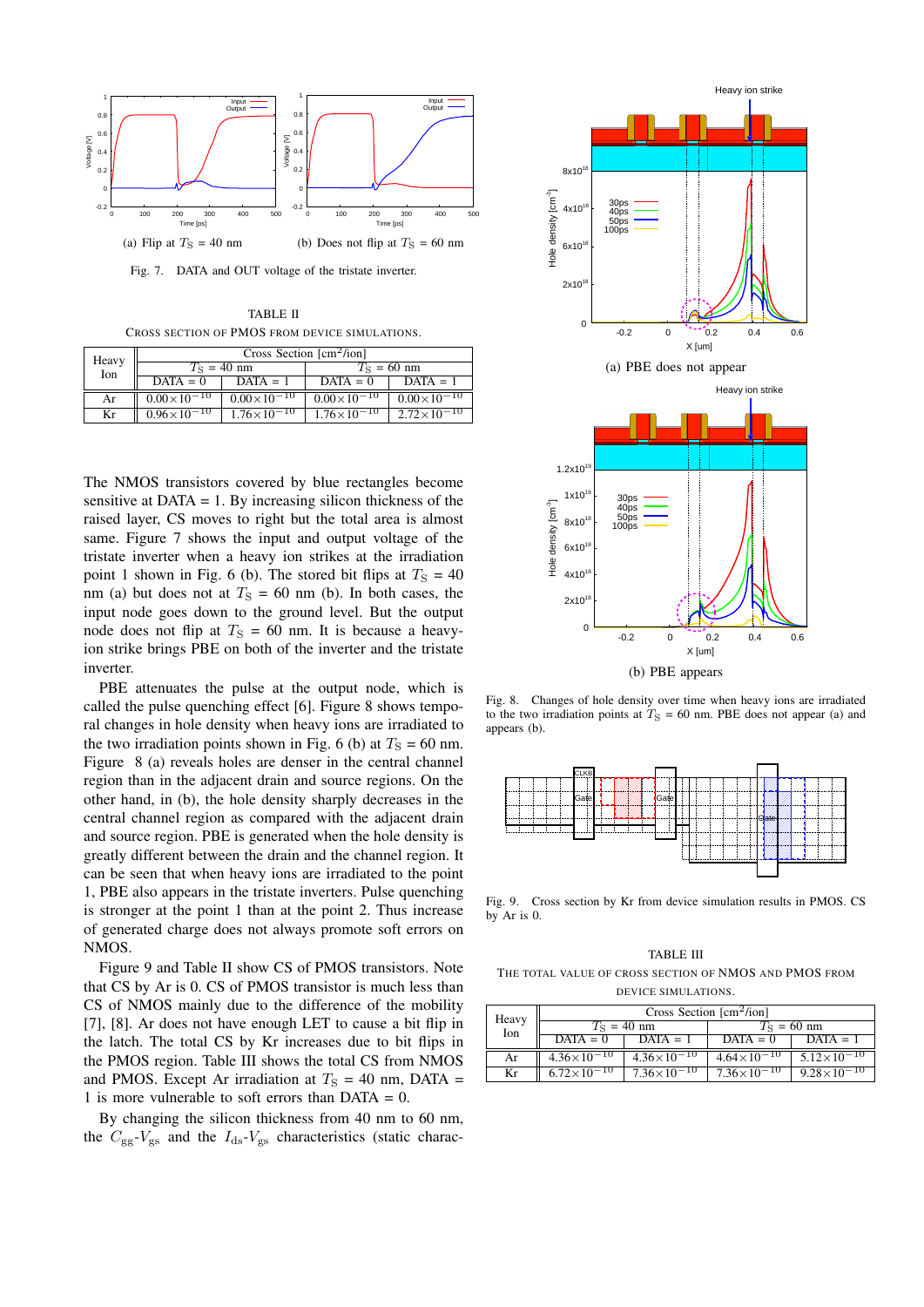(a) Flip at $T_S$ = 40 nm

(b) Does not flip at $T_S$ = 60 nm

Fig. 7. DATA and OUT voltage of the tristate inverter.

TABLE II
CROSS SECTION OF PMOS FROM DEVICE SIMULATIONS.

| Heavy Ion | Cross Section [cm$^2$/ion] | | | |
|---|---|---|---|---|
| | $T_S$ = 40 nm | | $T_S$ = 60 nm | |
| | DATA = 0 | DATA = 1 | DATA = 0 | DATA = 1 |
| Ar | $0.00\times10^{-10}$ | $0.00\times10^{-10}$ | $0.00\times10^{-10}$ | $0.00\times10^{-10}$ |
| Kr | $0.96\times10^{-10}$ | $1.76\times10^{-10}$ | $1.76\times10^{-10}$ | $2.72\times10^{-10}$ |

The NMOS transistors covered by blue rectangles become sensitive at DATA = 1. By increasing silicon thickness of the raised layer, CS moves to right but the total area is almost same. Figure 7 shows the input and output voltage of the tristate inverter when a heavy ion strikes at the irradiation point 1 shown in Fig. 6 (b). The stored bit flips at $T_S$ = 40 nm (a) but does not at $T_S$ = 60 nm (b). In both cases, the input node goes down to the ground level. But the output node does not flip at $T_S$ = 60 nm. It is because a heavy-ion strike brings PBE on both of the inverter and the tristate inverter.

PBE attenuates the pulse at the output node, which is called the pulse quenching effect [6]. Figure 8 shows temporal changes in hole density when heavy ions are irradiated to the two irradiation points shown in Fig. 6 (b) at $T_S$ = 60 nm. Figure 8 (a) reveals holes are denser in the central channel region than in the adjacent drain and source regions. On the other hand, in (b), the hole density sharply decreases in the central channel region as compared with the adjacent drain and source region. PBE is generated when the hole density is greatly different between the drain and the channel region. It can be seen that when heavy ions are irradiated to the point 1, PBE also appears in the tristate inverters. Pulse quenching is stronger at the point 1 than at the point 2. Thus increase of generated charge does not always promote soft errors on NMOS.

Figure 9 and Table II show CS of PMOS transistors. Note that CS by Ar is 0. CS of PMOS transistor is much less than CS of NMOS mainly due to the difference of the mobility [7], [8]. Ar does not have enough LET to cause a bit flip in the latch. The total CS by Kr increases due to bit flips in the PMOS region. Table III shows the total CS from NMOS and PMOS. Except Ar irradiation at $T_S$ = 40 nm, DATA = 1 is more vulnerable to soft errors than DATA = 0.

By changing the silicon thickness from 40 nm to 60 nm, the $C_{gg}$-$V_{gs}$ and the $I_{ds}$-$V_{gs}$ characteristics (static charac-

(a) PBE does not appear

(b) PBE appears

Fig. 8. Changes of hole density over time when heavy ions are irradiated to the two irradiation points at $T_S$ = 60 nm. PBE does not appear (a) and appears (b).

Fig. 9. Cross section by Kr from device simulation results in PMOS. CS by Ar is 0.

TABLE III
THE TOTAL VALUE OF CROSS SECTION OF NMOS AND PMOS FROM DEVICE SIMULATIONS.

| Heavy Ion | Cross Section [cm$^2$/ion] | | | |
|---|---|---|---|---|
| | $T_S$ = 40 nm | | $T_S$ = 60 nm | |
| | DATA = 0 | DATA = 1 | DATA = 0 | DATA = 1 |
| Ar | $4.36\times10^{-10}$ | $4.36\times10^{-10}$ | $4.64\times10^{-10}$ | $5.12\times10^{-10}$ |
| Kr | $6.72\times10^{-10}$ | $7.36\times10^{-10}$ | $7.36\times10^{-10}$ | $9.28\times10^{-10}$ |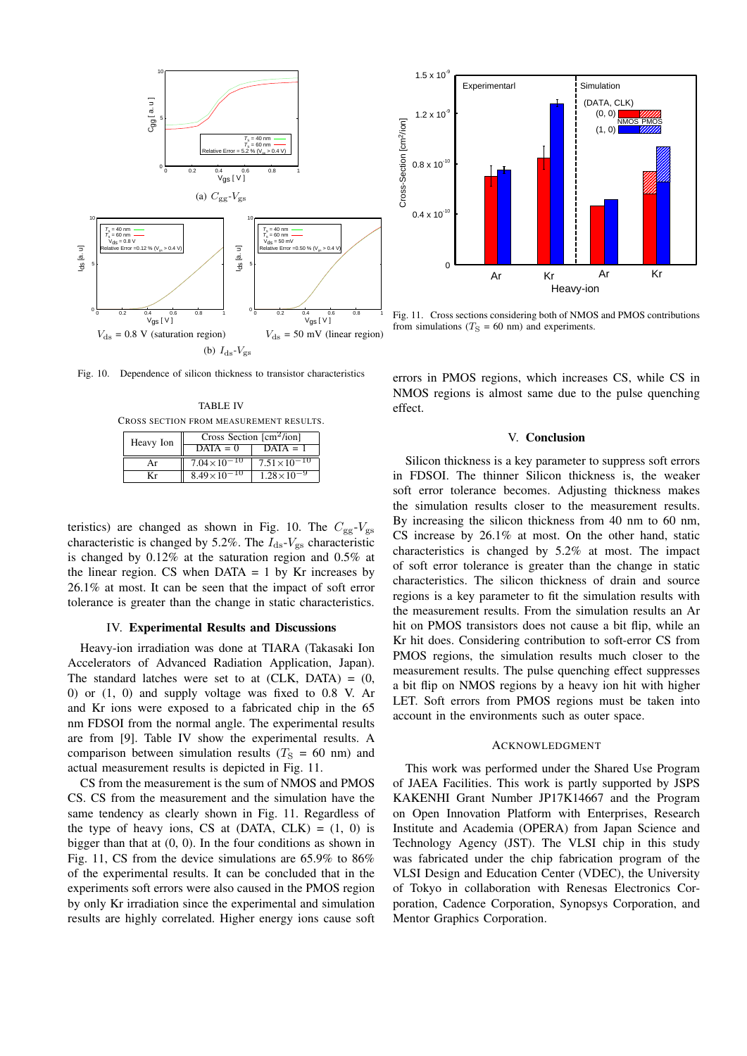(a) $C_{gg}$-$V_{gs}$

$V_{ds}$ = 0.8 V (saturation region) $V_{ds}$ = 50 mV (linear region)

(b) $I_{ds}$-$V_{gs}$

Fig. 10. Dependence of silicon thickness to transistor characteristics

Fig. 11. Cross sections considering both of NMOS and PMOS contributions from simulations ($T_S$ = 60 nm) and experiments.

TABLE IV
CROSS SECTION FROM MEASUREMENT RESULTS.

| Heavy Ion | Cross Section [cm$^2$/ion] | |
|---|---|---|
| | DATA = 0 | DATA = 1 |
| Ar | $7.04\times10^{-10}$ | $7.51\times10^{-10}$ |
| Kr | $8.49\times10^{-10}$ | $1.28\times10^{-9}$ |

teristics) are changed as shown in Fig. 10. The $C_{gg}$-$V_{gs}$ characteristic is changed by 5.2%. The $I_{ds}$-$V_{gs}$ characteristic is changed by 0.12% at the saturation region and 0.5% at the linear region. CS when DATA = 1 by Kr increases by 26.1% at most. It can be seen that the impact of soft error tolerance is greater than the change in static characteristics.

## IV. Experimental Results and Discussions

Heavy-ion irradiation was done at TIARA (Takasaki Ion Accelerators of Advanced Radiation Application, Japan). The standard latches were set to at (CLK, DATA) = (0, 0) or (1, 0) and supply voltage was fixed to 0.8 V. Ar and Kr ions were exposed to a fabricated chip in the 65 nm FDSOI from the normal angle. The experimental results are from [9]. Table IV show the experimental results. A comparison between simulation results ($T_S$ = 60 nm) and actual measurement results is depicted in Fig. 11.

CS from the measurement is the sum of NMOS and PMOS CS. CS from the measurement and the simulation have the same tendency as clearly shown in Fig. 11. Regardless of the type of heavy ions, CS at (DATA, CLK) = (1, 0) is bigger than that at (0, 0). In the four conditions as shown in Fig. 11, CS from the device simulations are 65.9% to 86% of the experimental results. It can be concluded that in the experiments soft errors were also caused in the PMOS region by only Kr irradiation since the experimental and simulation results are highly correlated. Higher energy ions cause soft errors in PMOS regions, which increases CS, while CS in NMOS regions is almost same due to the pulse quenching effect.

## V. Conclusion

Silicon thickness is a key parameter to suppress soft errors in FDSOI. The thinner Silicon thickness is, the weaker soft error tolerance becomes. Adjusting thickness makes the simulation results closer to the measurement results. By increasing the silicon thickness from 40 nm to 60 nm, CS increase by 26.1% at most. On the other hand, static characteristics is changed by 5.2% at most. The impact of soft error tolerance is greater than the change in static characteristics. The silicon thickness of drain and source regions is a key parameter to fit the simulation results with the measurement results. From the simulation results an Ar hit on PMOS transistors does not cause a bit flip, while an Kr hit does. Considering contribution to soft-error CS from PMOS regions, the simulation results much closer to the measurement results. The pulse quenching effect suppresses a bit flip on NMOS regions by a heavy ion hit with higher LET. Soft errors from PMOS regions must be taken into account in the environments such as outer space.

## Acknowledgment

This work was performed under the Shared Use Program of JAEA Facilities. This work is partly supported by JSPS KAKENHI Grant Number JP17K14667 and the Program on Open Innovation Platform with Enterprises, Research Institute and Academia (OPERA) from Japan Science and Technology Agency (JST). The VLSI chip in this study was fabricated under the chip fabrication program of the VLSI Design and Education Center (VDEC), the University of Tokyo in collaboration with Renesas Electronics Corporation, Cadence Corporation, Synopsys Corporation, and Mentor Graphics Corporation.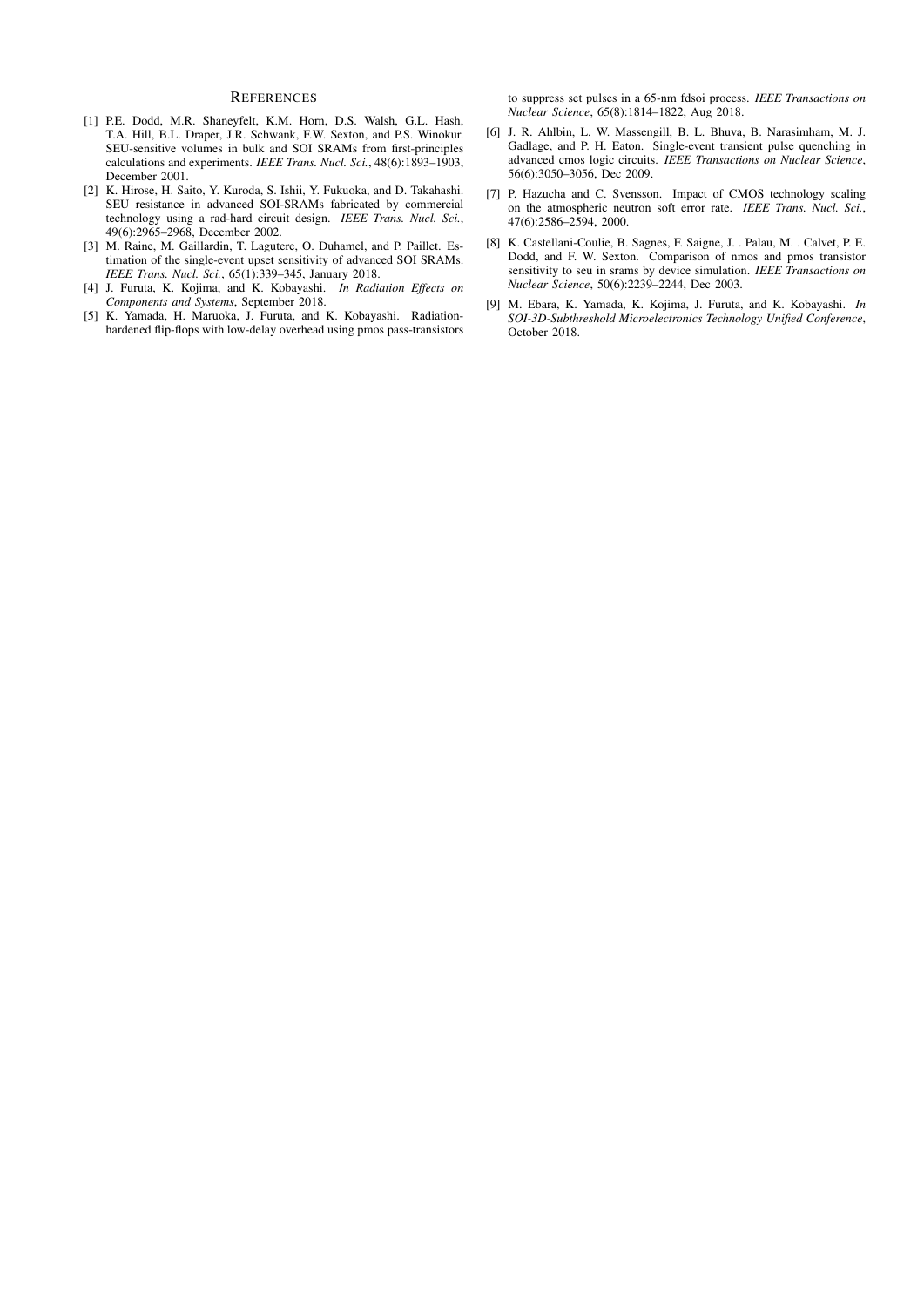## References

[1] P.E. Dodd, M.R. Shaneyfelt, K.M. Horn, D.S. Walsh, G.L. Hash, T.A. Hill, B.L. Draper, J.R. Schwank, F.W. Sexton, and P.S. Winokur. SEU-sensitive volumes in bulk and SOI SRAMs from first-principles calculations and experiments. *IEEE Trans. Nucl. Sci.*, 48(6):1893–1903, December 2001.

[2] K. Hirose, H. Saito, Y. Kuroda, S. Ishii, Y. Fukuoka, and D. Takahashi. SEU resistance in advanced SOI-SRAMs fabricated by commercial technology using a rad-hard circuit design. *IEEE Trans. Nucl. Sci.*, 49(6):2965–2968, December 2002.

[3] M. Raine, M. Gaillardin, T. Lagutere, O. Duhamel, and P. Paillet. Estimation of the single-event upset sensitivity of advanced SOI SRAMs. *IEEE Trans. Nucl. Sci.*, 65(1):339–345, January 2018.

[4] J. Furuta, K. Kojima, and K. Kobayashi. *In Radiation Effects on Components and Systems*, September 2018.

[5] K. Yamada, H. Maruoka, J. Furuta, and K. Kobayashi. Radiation-hardened flip-flops with low-delay overhead using pmos pass-transistors to suppress set pulses in a 65-nm fdsoi process. *IEEE Transactions on Nuclear Science*, 65(8):1814–1822, Aug 2018.

[6] J. R. Ahlbin, L. W. Massengill, B. L. Bhuva, B. Narasimham, M. J. Gadlage, and P. H. Eaton. Single-event transient pulse quenching in advanced cmos logic circuits. *IEEE Transactions on Nuclear Science*, 56(6):3050–3056, Dec 2009.

[7] P. Hazucha and C. Svensson. Impact of CMOS technology scaling on the atmospheric neutron soft error rate. *IEEE Trans. Nucl. Sci.*, 47(6):2586–2594, 2000.

[8] K. Castellani-Coulie, B. Sagnes, F. Saigne, J. . Palau, M. . Calvet, P. E. Dodd, and F. W. Sexton. Comparison of nmos and pmos transistor sensitivity to seu in srams by device simulation. *IEEE Transactions on Nuclear Science*, 50(6):2239–2244, Dec 2003.

[9] M. Ebara, K. Yamada, K. Kojima, J. Furuta, and K. Kobayashi. *In SOI-3D-Subthreshold Microelectronics Technology Unified Conference*, October 2018.